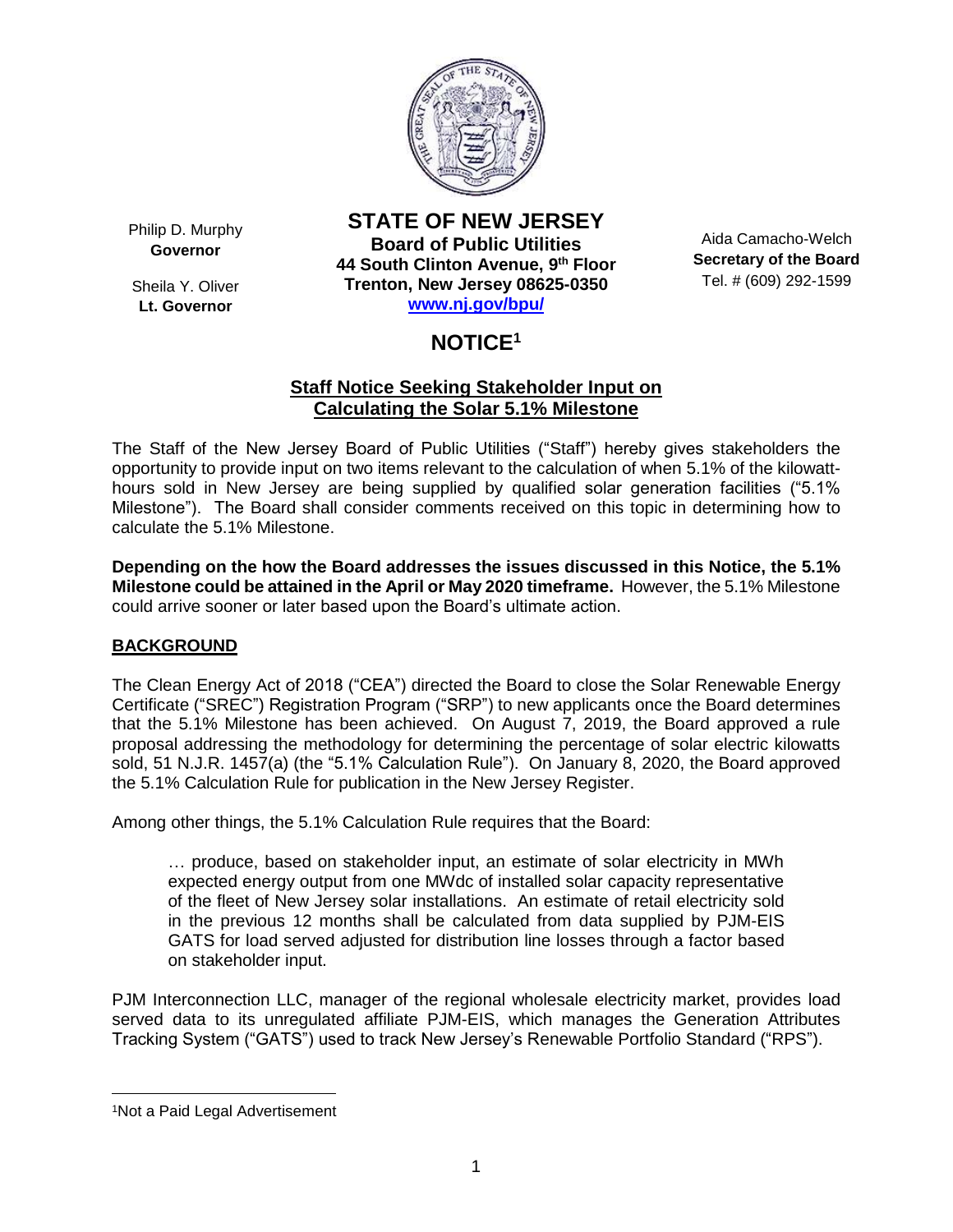Philip D. Murphy
**Governor**

Sheila Y. Oliver
**Lt. Governor**

# STATE OF NEW JERSEY

**Board of Public Utilities**
**44 South Clinton Avenue, 9th Floor**
**Trenton, New Jersey 08625-0350**
**www.nj.gov/bpu/**

Aida Camacho-Welch
**Secretary of the Board**
Tel. # (609) 292-1599

# NOTICE[1]

## Staff Notice Seeking Stakeholder Input on Calculating the Solar 5.1% Milestone

The Staff of the New Jersey Board of Public Utilities ("Staff") hereby gives stakeholders the opportunity to provide input on two items relevant to the calculation of when 5.1% of the kilowatt-hours sold in New Jersey are being supplied by qualified solar generation facilities ("5.1% Milestone"). The Board shall consider comments received on this topic in determining how to calculate the 5.1% Milestone.

**Depending on the how the Board addresses the issues discussed in this Notice, the 5.1% Milestone could be attained in the April or May 2020 timeframe.** However, the 5.1% Milestone could arrive sooner or later based upon the Board's ultimate action.

## BACKGROUND

The Clean Energy Act of 2018 ("CEA") directed the Board to close the Solar Renewable Energy Certificate ("SREC") Registration Program ("SRP") to new applicants once the Board determines that the 5.1% Milestone has been achieved. On August 7, 2019, the Board approved a rule proposal addressing the methodology for determining the percentage of solar electric kilowatts sold, 51 N.J.R. 1457(a) (the "5.1% Calculation Rule"). On January 8, 2020, the Board approved the 5.1% Calculation Rule for publication in the New Jersey Register.

Among other things, the 5.1% Calculation Rule requires that the Board:

> … produce, based on stakeholder input, an estimate of solar electricity in MWh expected energy output from one MWdc of installed solar capacity representative of the fleet of New Jersey solar installations. An estimate of retail electricity sold in the previous 12 months shall be calculated from data supplied by PJM-EIS GATS for load served adjusted for distribution line losses through a factor based on stakeholder input.

PJM Interconnection LLC, manager of the regional wholesale electricity market, provides load served data to its unregulated affiliate PJM-EIS, which manages the Generation Attributes Tracking System ("GATS") used to track New Jersey's Renewable Portfolio Standard ("RPS").

---

[1]Not a Paid Legal Advertisement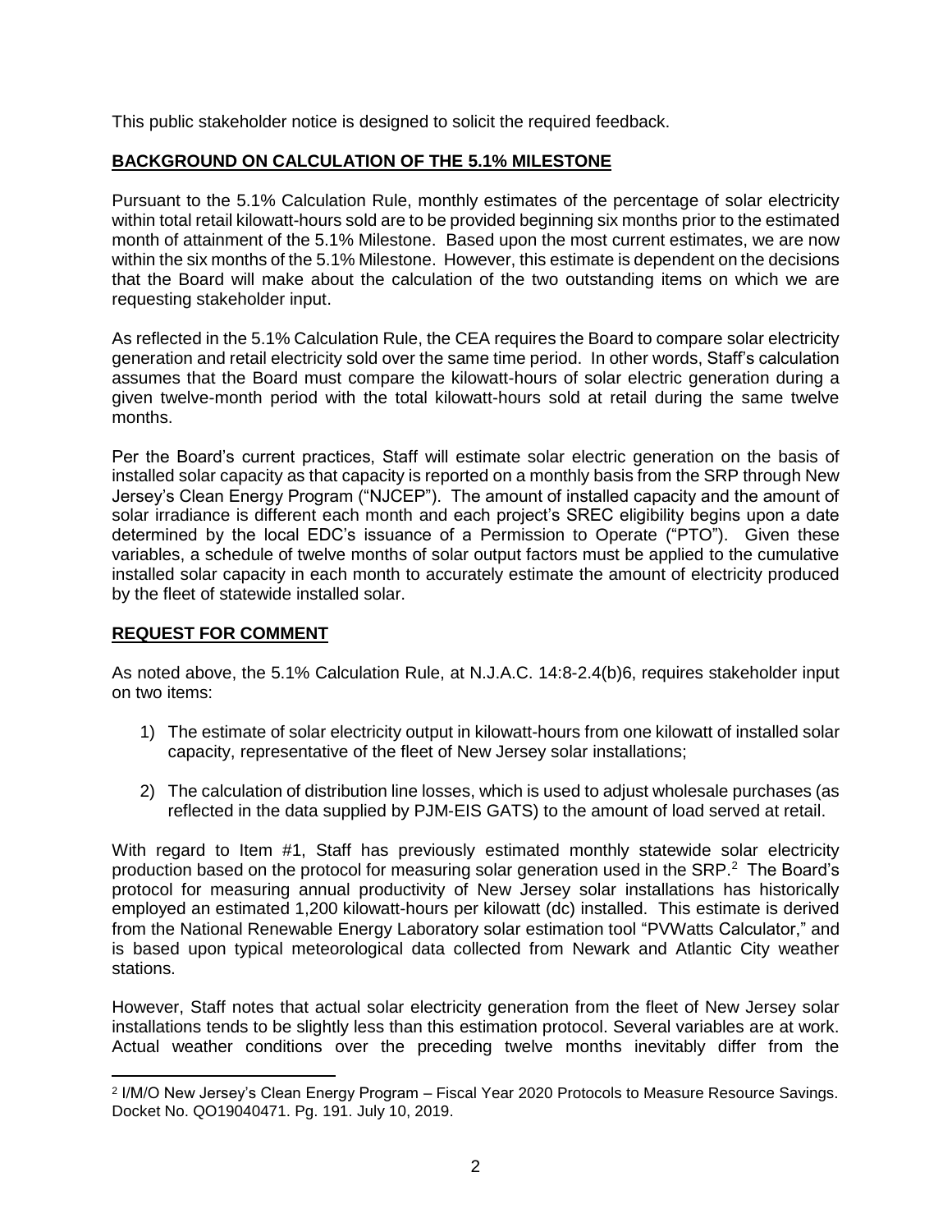This public stakeholder notice is designed to solicit the required feedback.

## BACKGROUND ON CALCULATION OF THE 5.1% MILESTONE

Pursuant to the 5.1% Calculation Rule, monthly estimates of the percentage of solar electricity within total retail kilowatt-hours sold are to be provided beginning six months prior to the estimated month of attainment of the 5.1% Milestone. Based upon the most current estimates, we are now within the six months of the 5.1% Milestone. However, this estimate is dependent on the decisions that the Board will make about the calculation of the two outstanding items on which we are requesting stakeholder input.

As reflected in the 5.1% Calculation Rule, the CEA requires the Board to compare solar electricity generation and retail electricity sold over the same time period. In other words, Staff's calculation assumes that the Board must compare the kilowatt-hours of solar electric generation during a given twelve-month period with the total kilowatt-hours sold at retail during the same twelve months.

Per the Board's current practices, Staff will estimate solar electric generation on the basis of installed solar capacity as that capacity is reported on a monthly basis from the SRP through New Jersey's Clean Energy Program ("NJCEP"). The amount of installed capacity and the amount of solar irradiance is different each month and each project's SREC eligibility begins upon a date determined by the local EDC's issuance of a Permission to Operate ("PTO"). Given these variables, a schedule of twelve months of solar output factors must be applied to the cumulative installed solar capacity in each month to accurately estimate the amount of electricity produced by the fleet of statewide installed solar.

## REQUEST FOR COMMENT

As noted above, the 5.1% Calculation Rule, at N.J.A.C. 14:8-2.4(b)6, requires stakeholder input on two items:

1) The estimate of solar electricity output in kilowatt-hours from one kilowatt of installed solar capacity, representative of the fleet of New Jersey solar installations;

2) The calculation of distribution line losses, which is used to adjust wholesale purchases (as reflected in the data supplied by PJM-EIS GATS) to the amount of load served at retail.

With regard to Item #1, Staff has previously estimated monthly statewide solar electricity production based on the protocol for measuring solar generation used in the SRP.[2] The Board's protocol for measuring annual productivity of New Jersey solar installations has historically employed an estimated 1,200 kilowatt-hours per kilowatt (dc) installed. This estimate is derived from the National Renewable Energy Laboratory solar estimation tool "PVWatts Calculator," and is based upon typical meteorological data collected from Newark and Atlantic City weather stations.

However, Staff notes that actual solar electricity generation from the fleet of New Jersey solar installations tends to be slightly less than this estimation protocol. Several variables are at work. Actual weather conditions over the preceding twelve months inevitably differ from the

---

[2] I/M/O New Jersey's Clean Energy Program – Fiscal Year 2020 Protocols to Measure Resource Savings. Docket No. QO19040471. Pg. 191. July 10, 2019.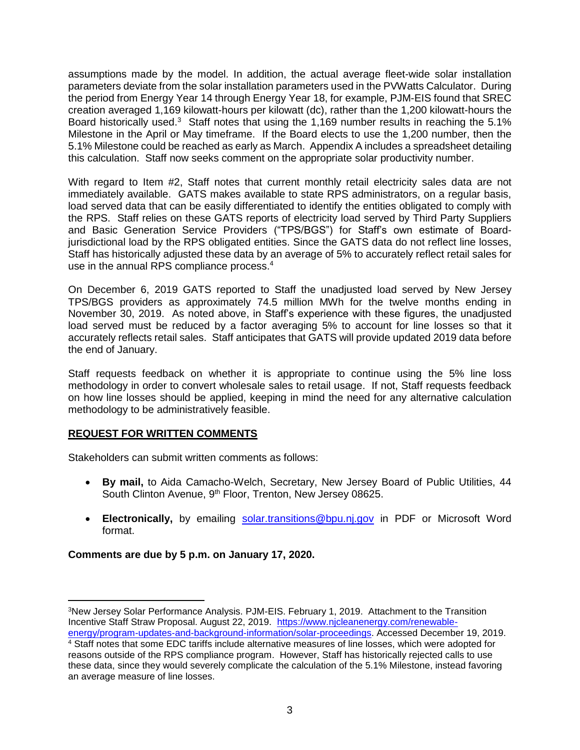assumptions made by the model. In addition, the actual average fleet-wide solar installation parameters deviate from the solar installation parameters used in the PVWatts Calculator. During the period from Energy Year 14 through Energy Year 18, for example, PJM-EIS found that SREC creation averaged 1,169 kilowatt-hours per kilowatt (dc), rather than the 1,200 kilowatt-hours the Board historically used.[3] Staff notes that using the 1,169 number results in reaching the 5.1% Milestone in the April or May timeframe. If the Board elects to use the 1,200 number, then the 5.1% Milestone could be reached as early as March. Appendix A includes a spreadsheet detailing this calculation. Staff now seeks comment on the appropriate solar productivity number.

With regard to Item #2, Staff notes that current monthly retail electricity sales data are not immediately available. GATS makes available to state RPS administrators, on a regular basis, load served data that can be easily differentiated to identify the entities obligated to comply with the RPS. Staff relies on these GATS reports of electricity load served by Third Party Suppliers and Basic Generation Service Providers ("TPS/BGS") for Staff's own estimate of Board-jurisdictional load by the RPS obligated entities. Since the GATS data do not reflect line losses, Staff has historically adjusted these data by an average of 5% to accurately reflect retail sales for use in the annual RPS compliance process.[4]

On December 6, 2019 GATS reported to Staff the unadjusted load served by New Jersey TPS/BGS providers as approximately 74.5 million MWh for the twelve months ending in November 30, 2019. As noted above, in Staff's experience with these figures, the unadjusted load served must be reduced by a factor averaging 5% to account for line losses so that it accurately reflects retail sales. Staff anticipates that GATS will provide updated 2019 data before the end of January.

Staff requests feedback on whether it is appropriate to continue using the 5% line loss methodology in order to convert wholesale sales to retail usage. If not, Staff requests feedback on how line losses should be applied, keeping in mind the need for any alternative calculation methodology to be administratively feasible.

## REQUEST FOR WRITTEN COMMENTS

Stakeholders can submit written comments as follows:

- **By mail,** to Aida Camacho-Welch, Secretary, New Jersey Board of Public Utilities, 44 South Clinton Avenue, 9th Floor, Trenton, New Jersey 08625.
- **Electronically,** by emailing solar.transitions@bpu.nj.gov in PDF or Microsoft Word format.

**Comments are due by 5 p.m. on January 17, 2020.**

---

[3] New Jersey Solar Performance Analysis. PJM-EIS. February 1, 2019. Attachment to the Transition Incentive Staff Straw Proposal. August 22, 2019. https://www.njcleanenergy.com/renewable-energy/program-updates-and-background-information/solar-proceedings. Accessed December 19, 2019.

[4] Staff notes that some EDC tariffs include alternative measures of line losses, which were adopted for reasons outside of the RPS compliance program. However, Staff has historically rejected calls to use these data, since they would severely complicate the calculation of the 5.1% Milestone, instead favoring an average measure of line losses.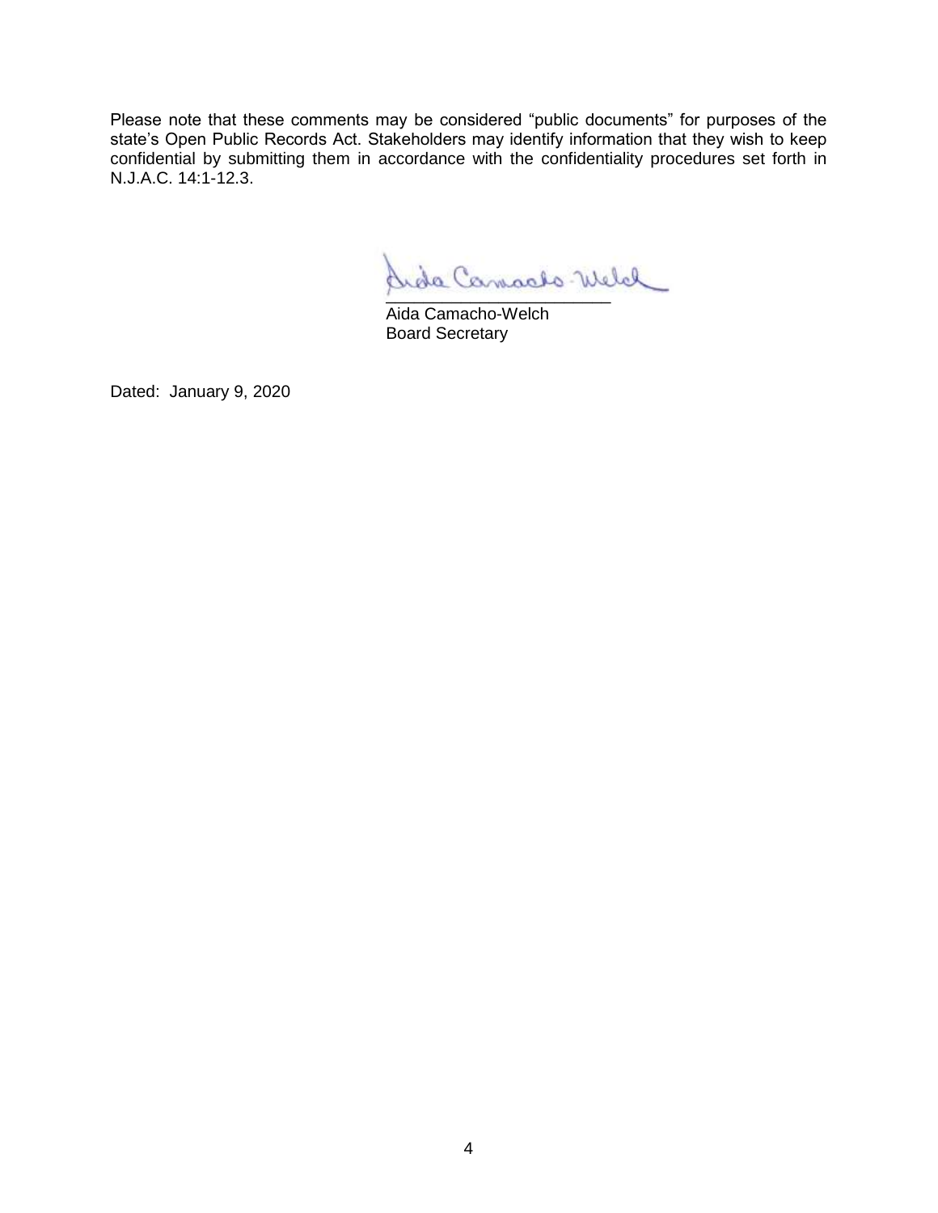Please note that these comments may be considered "public documents" for purposes of the state's Open Public Records Act. Stakeholders may identify information that they wish to keep confidential by submitting them in accordance with the confidentiality procedures set forth in N.J.A.C. 14:1-12.3.

Aida Camacho-Welch
Board Secretary

Dated: January 9, 2020